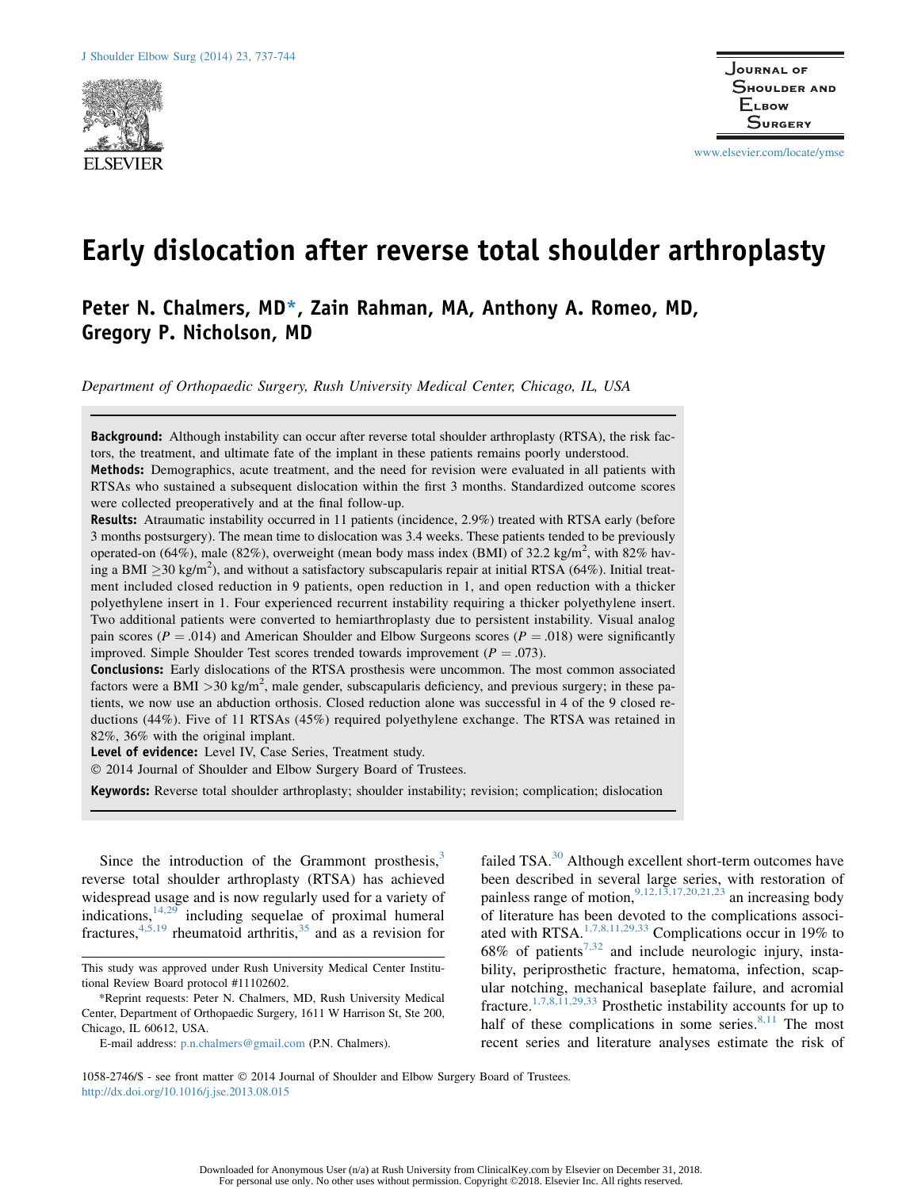# Early dislocation after reverse total shoulder arthroplasty

**Peter N. Chalmers, MD*, Zain Rahman, MA, Anthony A. Romeo, MD, Gregory P. Nicholson, MD**

*Department of Orthopaedic Surgery, Rush University Medical Center, Chicago, IL, USA*

**Background:** Although instability can occur after reverse total shoulder arthroplasty (RTSA), the risk factors, the treatment, and ultimate fate of the implant in these patients remains poorly understood.

**Methods:** Demographics, acute treatment, and the need for revision were evaluated in all patients with RTSAs who sustained a subsequent dislocation within the first 3 months. Standardized outcome scores were collected preoperatively and at the final follow-up.

**Results:** Atraumatic instability occurred in 11 patients (incidence, 2.9%) treated with RTSA early (before 3 months postsurgery). The mean time to dislocation was 3.4 weeks. These patients tended to be previously operated-on (64%), male (82%), overweight (mean body mass index (BMI) of 32.2 kg/m$^2$, with 82% having a BMI $\geq$30 kg/m$^2$), and without a satisfactory subscapularis repair at initial RTSA (64%). Initial treatment included closed reduction in 9 patients, open reduction in 1, and open reduction with a thicker polyethylene insert in 1. Four experienced recurrent instability requiring a thicker polyethylene insert. Two additional patients were converted to hemiarthroplasty due to persistent instability. Visual analog pain scores ($P = .014$) and American Shoulder and Elbow Surgeons scores ($P = .018$) were significantly improved. Simple Shoulder Test scores trended towards improvement ($P = .073$).

**Conclusions:** Early dislocations of the RTSA prosthesis were uncommon. The most common associated factors were a BMI >30 kg/m$^2$, male gender, subscapularis deficiency, and previous surgery; in these patients, we now use an abduction orthosis. Closed reduction alone was successful in 4 of the 9 closed reductions (44%). Five of 11 RTSAs (45%) required polyethylene exchange. The RTSA was retained in 82%, 36% with the original implant.

**Level of evidence:** Level IV, Case Series, Treatment study.

© 2014 Journal of Shoulder and Elbow Surgery Board of Trustees.

**Keywords:** Reverse total shoulder arthroplasty; shoulder instability; revision; complication; dislocation

Since the introduction of the Grammont prosthesis,[3] reverse total shoulder arthroplasty (RTSA) has achieved widespread usage and is now regularly used for a variety of indications,[14,29] including sequelae of proximal humeral fractures,[4,5,19] rheumatoid arthritis,[35] and as a revision for failed TSA.[30] Although excellent short-term outcomes have been described in several large series, with restoration of painless range of motion,[9,12,13,17,20,21,23] an increasing body of literature has been devoted to the complications associated with RTSA.[1,7,8,11,29,33] Complications occur in 19% to 68% of patients[7,32] and include neurologic injury, instability, periprosthetic fracture, hematoma, infection, scapular notching, mechanical baseplate failure, and acromial fracture.[1,7,8,11,29,33] Prosthetic instability accounts for up to half of these complications in some series.[8,11] The most recent series and literature analyses estimate the risk of

This study was approved under Rush University Medical Center Institutional Review Board protocol #11102602.

*Reprint requests: Peter N. Chalmers, MD, Rush University Medical Center, Department of Orthopaedic Surgery, 1611 W Harrison St, Ste 200, Chicago, IL 60612, USA.

E-mail address: p.n.chalmers@gmail.com (P.N. Chalmers).

1058-2746/$ - see front matter © 2014 Journal of Shoulder and Elbow Surgery Board of Trustees.
http://dx.doi.org/10.1016/j.jse.2013.08.015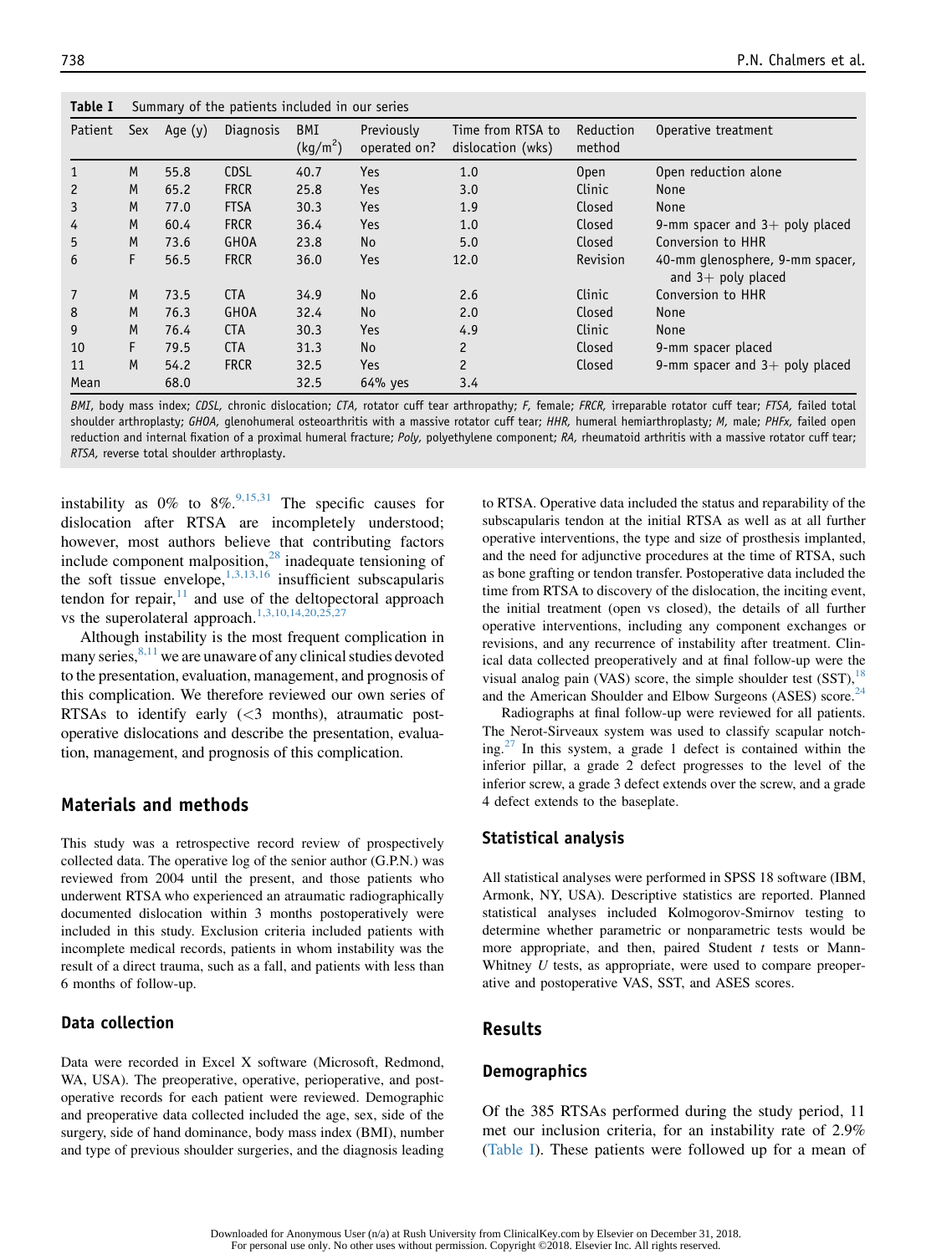**Table I** Summary of the patients included in our series

| Patient | Sex | Age (y) | Diagnosis | BMI (kg/m$^2$) | Previously operated on? | Time from RTSA to dislocation (wks) | Reduction method | Operative treatment |
|---|---|---|---|---|---|---|---|---|
| 1 | M | 55.8 | CDSL | 40.7 | Yes | 1.0 | Open | Open reduction alone |
| 2 | M | 65.2 | FRCR | 25.8 | Yes | 3.0 | Clinic | None |
| 3 | M | 77.0 | FTSA | 30.3 | Yes | 1.9 | Closed | None |
| 4 | M | 60.4 | FRCR | 36.4 | Yes | 1.0 | Closed | 9-mm spacer and 3+ poly placed |
| 5 | M | 73.6 | GHOA | 23.8 | No | 5.0 | Closed | Conversion to HHR |
| 6 | F | 56.5 | FRCR | 36.0 | Yes | 12.0 | Revision | 40-mm glenosphere, 9-mm spacer, and 3+ poly placed |
| 7 | M | 73.5 | CTA | 34.9 | No | 2.6 | Clinic | Conversion to HHR |
| 8 | M | 76.3 | GHOA | 32.4 | No | 2.0 | Closed | None |
| 9 | M | 76.4 | CTA | 30.3 | Yes | 4.9 | Clinic | None |
| 10 | F | 79.5 | CTA | 31.3 | No | 2 | Closed | 9-mm spacer placed |
| 11 | M | 54.2 | FRCR | 32.5 | Yes | 2 | Closed | 9-mm spacer and 3+ poly placed |
| Mean | | 68.0 | | 32.5 | 64% yes | 3.4 | | |

*BMI*, body mass index; *CDSL*, chronic dislocation; *CTA*, rotator cuff tear arthropathy; *F*, female; *FRCR*, irreparable rotator cuff tear; *FTSA*, failed total shoulder arthroplasty; *GHOA*, glenohumeral osteoarthritis with a massive rotator cuff tear; *HHR*, humeral hemiarthroplasty; *M*, male; *PHFx*, failed open reduction and internal fixation of a proximal humeral fracture; *Poly*, polyethylene component; *RA*, rheumatoid arthritis with a massive rotator cuff tear; *RTSA*, reverse total shoulder arthroplasty.

instability as 0% to 8%.[9,15,31] The specific causes for dislocation after RTSA are incompletely understood; however, most authors believe that contributing factors include component malposition,[28] inadequate tensioning of the soft tissue envelope,[1,3,13,16] insufficient subscapularis tendon for repair,[11] and use of the deltopectoral approach vs the superolateral approach.[1,3,10,14,20,25,27]

Although instability is the most frequent complication in many series,[8,11] we are unaware of any clinical studies devoted to the presentation, evaluation, management, and prognosis of this complication. We therefore reviewed our own series of RTSAs to identify early (<3 months), atraumatic postoperative dislocations and describe the presentation, evaluation, management, and prognosis of this complication.

## Materials and methods

This study was a retrospective record review of prospectively collected data. The operative log of the senior author (G.P.N.) was reviewed from 2004 until the present, and those patients who underwent RTSA who experienced an atraumatic radiographically documented dislocation within 3 months postoperatively were included in this study. Exclusion criteria included patients with incomplete medical records, patients in whom instability was the result of a direct trauma, such as a fall, and patients with less than 6 months of follow-up.

### Data collection

Data were recorded in Excel X software (Microsoft, Redmond, WA, USA). The preoperative, operative, perioperative, and postoperative records for each patient were reviewed. Demographic and preoperative data collected included the age, sex, side of the surgery, side of hand dominance, body mass index (BMI), number and type of previous shoulder surgeries, and the diagnosis leading to RTSA. Operative data included the status and reparability of the subscapularis tendon at the initial RTSA as well as at all further operative interventions, the type and size of prosthesis implanted, and the need for adjunctive procedures at the time of RTSA, such as bone grafting or tendon transfer. Postoperative data included the time from RTSA to discovery of the dislocation, the inciting event, the initial treatment (open vs closed), the details of all further operative interventions, including any component exchanges or revisions, and any recurrence of instability after treatment. Clinical data collected preoperatively and at final follow-up were the visual analog pain (VAS) score, the simple shoulder test (SST),[18] and the American Shoulder and Elbow Surgeons (ASES) score.[24]

Radiographs at final follow-up were reviewed for all patients. The Nerot-Sirveaux system was used to classify scapular notching.[27] In this system, a grade 1 defect is contained within the inferior pillar, a grade 2 defect progresses to the level of the inferior screw, a grade 3 defect extends over the screw, and a grade 4 defect extends to the baseplate.

### Statistical analysis

All statistical analyses were performed in SPSS 18 software (IBM, Armonk, NY, USA). Descriptive statistics are reported. Planned statistical analyses included Kolmogorov-Smirnov testing to determine whether parametric or nonparametric tests would be more appropriate, and then, paired Student *t* tests or Mann-Whitney *U* tests, as appropriate, were used to compare preoperative and postoperative VAS, SST, and ASES scores.

## Results

### Demographics

Of the 385 RTSAs performed during the study period, 11 met our inclusion criteria, for an instability rate of 2.9% (Table I). These patients were followed up for a mean of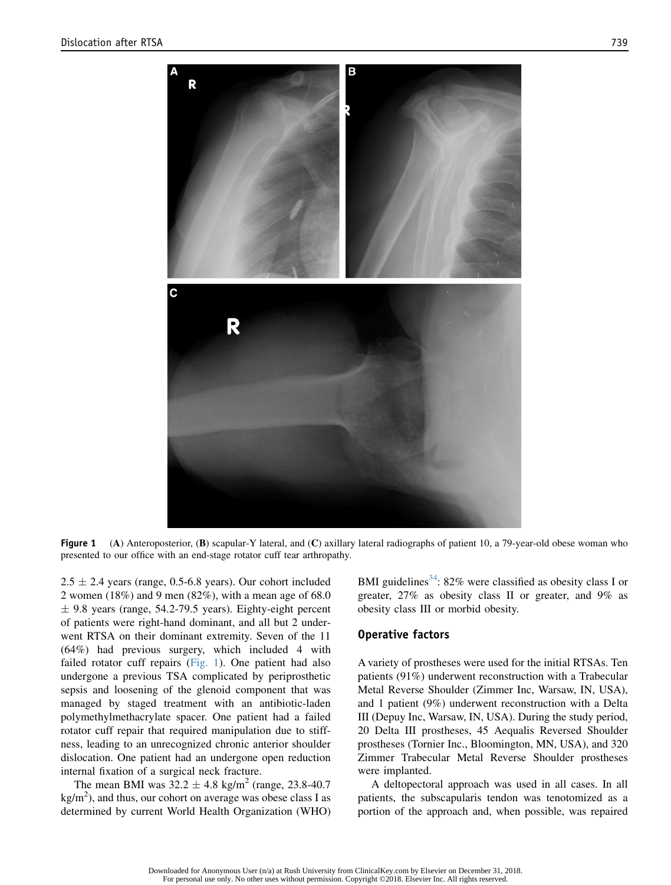**Figure 1** (**A**) Anteroposterior, (**B**) scapular-Y lateral, and (**C**) axillary lateral radiographs of patient 10, a 79-year-old obese woman who presented to our office with an end-stage rotator cuff tear arthropathy.

2.5 ± 2.4 years (range, 0.5-6.8 years). Our cohort included 2 women (18%) and 9 men (82%), with a mean age of 68.0 ± 9.8 years (range, 54.2-79.5 years). Eighty-eight percent of patients were right-hand dominant, and all but 2 underwent RTSA on their dominant extremity. Seven of the 11 (64%) had previous surgery, which included 4 with failed rotator cuff repairs (Fig. 1). One patient had also undergone a previous TSA complicated by periprosthetic sepsis and loosening of the glenoid component that was managed by staged treatment with an antibiotic-laden polymethylmethacrylate spacer. One patient had a failed rotator cuff repair that required manipulation due to stiffness, leading to an unrecognized chronic anterior shoulder dislocation. One patient had an undergone open reduction internal fixation of a surgical neck fracture.

The mean BMI was 32.2 ± 4.8 kg/m$^2$ (range, 23.8-40.7 kg/m$^2$), and thus, our cohort on average was obese class I as determined by current World Health Organization (WHO) BMI guidelines[34]: 82% were classified as obesity class I or greater, 27% as obesity class II or greater, and 9% as obesity class III or morbid obesity.

## Operative factors

A variety of prostheses were used for the initial RTSAs. Ten patients (91%) underwent reconstruction with a Trabecular Metal Reverse Shoulder (Zimmer Inc, Warsaw, IN, USA), and 1 patient (9%) underwent reconstruction with a Delta III (Depuy Inc, Warsaw, IN, USA). During the study period, 20 Delta III prostheses, 45 Aequalis Reversed Shoulder prostheses (Tornier Inc., Bloomington, MN, USA), and 320 Zimmer Trabecular Metal Reverse Shoulder prostheses were implanted.

A deltopectoral approach was used in all cases. In all patients, the subscapularis tendon was tenotomized as a portion of the approach and, when possible, was repaired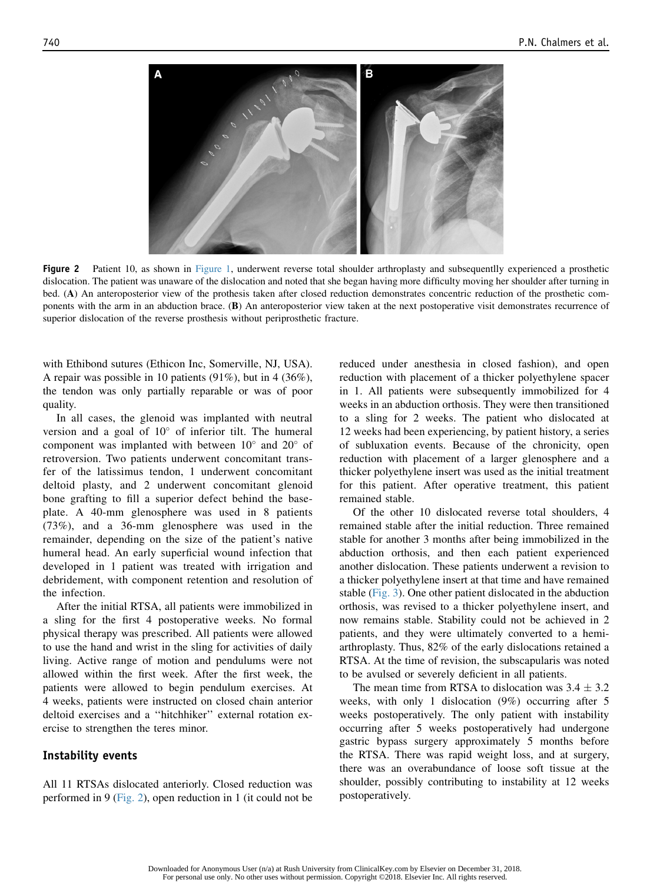**Figure 2** Patient 10, as shown in Figure 1, underwent reverse total shoulder arthroplasty and subsequentlly experienced a prosthetic dislocation. The patient was unaware of the dislocation and noted that she began having more difficulty moving her shoulder after turning in bed. (**A**) An anteroposterior view of the prothesis taken after closed reduction demonstrates concentric reduction of the prosthetic components with the arm in an abduction brace. (**B**) An anteroposterior view taken at the next postoperative visit demonstrates recurrence of superior dislocation of the reverse prosthesis without periprosthetic fracture.

with Ethibond sutures (Ethicon Inc, Somerville, NJ, USA). A repair was possible in 10 patients (91%), but in 4 (36%), the tendon was only partially reparable or was of poor quality.

In all cases, the glenoid was implanted with neutral version and a goal of 10° of inferior tilt. The humeral component was implanted with between 10° and 20° of retroversion. Two patients underwent concomitant transfer of the latissimus tendon, 1 underwent concomitant deltoid plasty, and 2 underwent concomitant glenoid bone grafting to fill a superior defect behind the baseplate. A 40-mm glenosphere was used in 8 patients (73%), and a 36-mm glenosphere was used in the remainder, depending on the size of the patient's native humeral head. An early superficial wound infection that developed in 1 patient was treated with irrigation and debridement, with component retention and resolution of the infection.

After the initial RTSA, all patients were immobilized in a sling for the first 4 postoperative weeks. No formal physical therapy was prescribed. All patients were allowed to use the hand and wrist in the sling for activities of daily living. Active range of motion and pendulums were not allowed within the first week. After the first week, the patients were allowed to begin pendulum exercises. At 4 weeks, patients were instructed on closed chain anterior deltoid exercises and a "hitchhiker" external rotation exercise to strengthen the teres minor.

## Instability events

All 11 RTSAs dislocated anteriorly. Closed reduction was performed in 9 (Fig. 2), open reduction in 1 (it could not be reduced under anesthesia in closed fashion), and open reduction with placement of a thicker polyethylene spacer in 1. All patients were subsequently immobilized for 4 weeks in an abduction orthosis. They were then transitioned to a sling for 2 weeks. The patient who dislocated at 12 weeks had been experiencing, by patient history, a series of subluxation events. Because of the chronicity, open reduction with placement of a larger glenosphere and a thicker polyethylene insert was used as the initial treatment for this patient. After operative treatment, this patient remained stable.

Of the other 10 dislocated reverse total shoulders, 4 remained stable after the initial reduction. Three remained stable for another 3 months after being immobilized in the abduction orthosis, and then each patient experienced another dislocation. These patients underwent a revision to a thicker polyethylene insert at that time and have remained stable (Fig. 3). One other patient dislocated in the abduction orthosis, was revised to a thicker polyethylene insert, and now remains stable. Stability could not be achieved in 2 patients, and they were ultimately converted to a hemiarthroplasty. Thus, 82% of the early dislocations retained a RTSA. At the time of revision, the subscapularis was noted to be avulsed or severely deficient in all patients.

The mean time from RTSA to dislocation was $3.4 \pm 3.2$ weeks, with only 1 dislocation (9%) occurring after 5 weeks postoperatively. The only patient with instability occurring after 5 weeks postoperatively had undergone gastric bypass surgery approximately 5 months before the RTSA. There was rapid weight loss, and at surgery, there was an overabundance of loose soft tissue at the shoulder, possibly contributing to instability at 12 weeks postoperatively.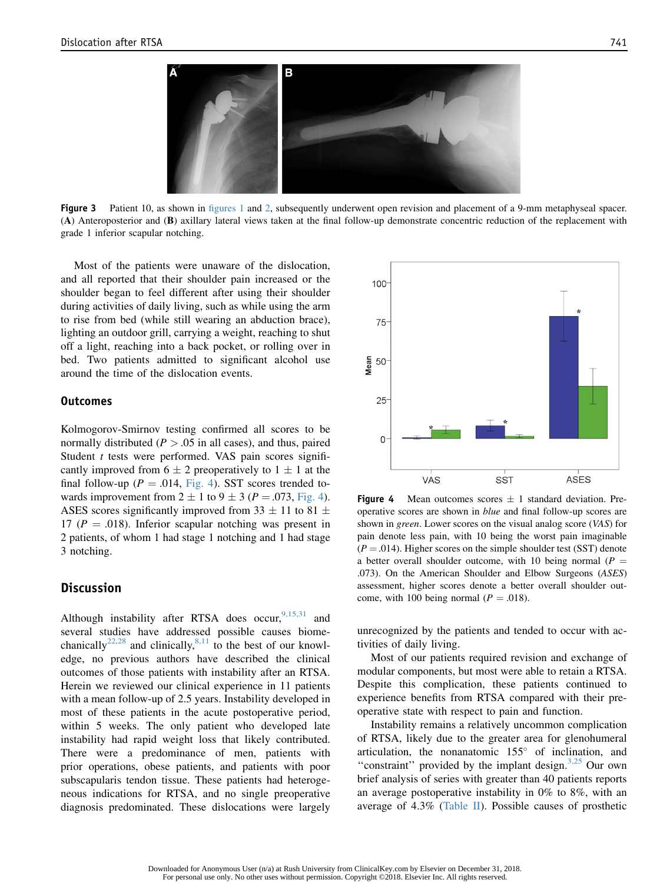**Figure 3** Patient 10, as shown in figures 1 and 2, subsequently underwent open revision and placement of a 9-mm metaphyseal spacer. (**A**) Anteroposterior and (**B**) axillary lateral views taken at the final follow-up demonstrate concentric reduction of the replacement with grade 1 inferior scapular notching.

Most of the patients were unaware of the dislocation, and all reported that their shoulder pain increased or the shoulder began to feel different after using their shoulder during activities of daily living, such as while using the arm to rise from bed (while still wearing an abduction brace), lighting an outdoor grill, carrying a weight, reaching to shut off a light, reaching into a back pocket, or rolling over in bed. Two patients admitted to significant alcohol use around the time of the dislocation events.

## Outcomes

Kolmogorov-Smirnov testing confirmed all scores to be normally distributed ($P > .05$ in all cases), and thus, paired Student $t$ tests were performed. VAS pain scores significantly improved from $6 \pm 2$ preoperatively to $1 \pm 1$ at the final follow-up ($P = .014$, Fig. 4). SST scores trended towards improvement from $2 \pm 1$ to $9 \pm 3$ ($P = .073$, Fig. 4). ASES scores significantly improved from $33 \pm 11$ to $81 \pm 17$ ($P = .018$). Inferior scapular notching was present in 2 patients, of whom 1 had stage 1 notching and 1 had stage 3 notching.

**Figure 4** Mean outcomes scores $\pm$ 1 standard deviation. Preoperative scores are shown in *blue* and final follow-up scores are shown in *green*. Lower scores on the visual analog score (*VAS*) for pain denote less pain, with 10 being the worst pain imaginable ($P = .014$). Higher scores on the simple shoulder test (SST) denote a better overall shoulder outcome, with 10 being normal ($P = .073$). On the American Shoulder and Elbow Surgeons (*ASES*) assessment, higher scores denote a better overall shoulder outcome, with 100 being normal ($P = .018$).

## Discussion

Although instability after RTSA does occur,[9,15,31] and several studies have addressed possible causes biomechanically[22,28] and clinically,[8,11] to the best of our knowledge, no previous authors have described the clinical outcomes of those patients with instability after an RTSA. Herein we reviewed our clinical experience in 11 patients with a mean follow-up of 2.5 years. Instability developed in most of these patients in the acute postoperative period, within 5 weeks. The only patient who developed late instability had rapid weight loss that likely contributed. There were a predominance of men, patients with prior operations, obese patients, and patients with poor subscapularis tendon tissue. These patients had heterogeneous indications for RTSA, and no single preoperative diagnosis predominated. These dislocations were largely unrecognized by the patients and tended to occur with activities of daily living.

Most of our patients required revision and exchange of modular components, but most were able to retain a RTSA. Despite this complication, these patients continued to experience benefits from RTSA compared with their preoperative state with respect to pain and function.

Instability remains a relatively uncommon complication of RTSA, likely due to the greater area for glenohumeral articulation, the nonanatomic 155° of inclination, and "constraint" provided by the implant design.[3,25] Our own brief analysis of series with greater than 40 patients reports an average postoperative instability in 0% to 8%, with an average of 4.3% (Table II). Possible causes of prosthetic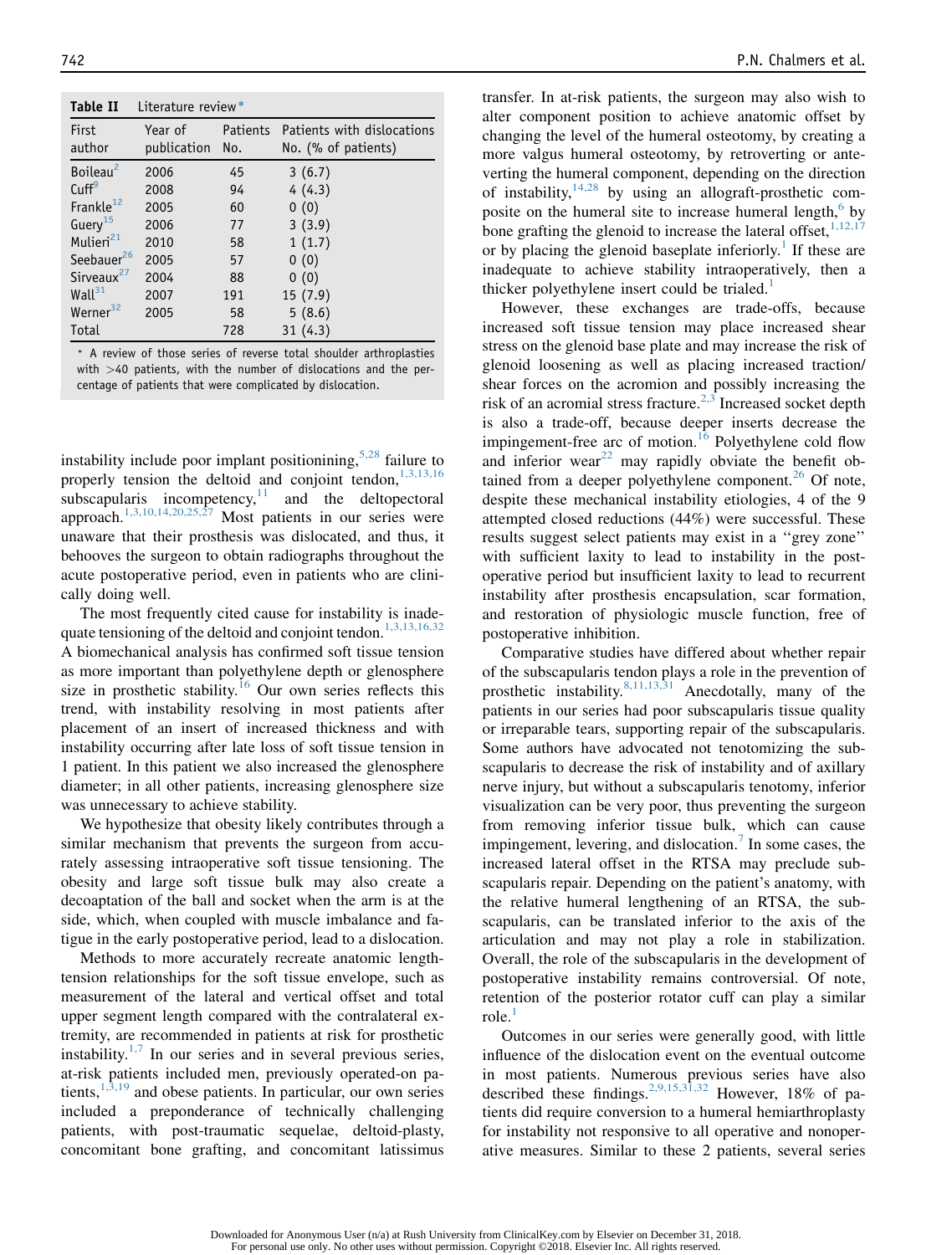**Table II** Literature review*

| First author | Year of publication | Patients No. | Patients with dislocations No. (% of patients) |
|---|---|---|---|
| Boileau[2] | 2006 | 45 | 3 (6.7) |
| Cuff[9] | 2008 | 94 | 4 (4.3) |
| Frankle[12] | 2005 | 60 | 0 (0) |
| Guery[15] | 2006 | 77 | 3 (3.9) |
| Mulieri[21] | 2010 | 58 | 1 (1.7) |
| Seebauer[26] | 2005 | 57 | 0 (0) |
| Sirveaux[27] | 2004 | 88 | 0 (0) |
| Wall[31] | 2007 | 191 | 15 (7.9) |
| Werner[32] | 2005 | 58 | 5 (8.6) |
| Total | | 728 | 31 (4.3) |

* A review of those series of reverse total shoulder arthroplasties with >40 patients, with the number of dislocations and the percentage of patients that were complicated by dislocation.

instability include poor implant positioning,[5,28] failure to properly tension the deltoid and conjoint tendon,[1,3,13,16] subscapularis incompetency,[11] and the deltopectoral approach.[1,3,10,14,20,25,27] Most patients in our series were unaware that their prosthesis was dislocated, and thus, it behooves the surgeon to obtain radiographs throughout the acute postoperative period, even in patients who are clinically doing well.

The most frequently cited cause for instability is inadequate tensioning of the deltoid and conjoint tendon.[1,3,13,16,32] A biomechanical analysis has confirmed soft tissue tension as more important than polyethylene depth or glenosphere size in prosthetic stability.[16] Our own series reflects this trend, with instability resolving in most patients after placement of an insert of increased thickness and with instability occurring after late loss of soft tissue tension in 1 patient. In this patient we also increased the glenosphere diameter; in all other patients, increasing glenosphere size was unnecessary to achieve stability.

We hypothesize that obesity likely contributes through a similar mechanism that prevents the surgeon from accurately assessing intraoperative soft tissue tensioning. The obesity and large soft tissue bulk may also create a decoaptation of the ball and socket when the arm is at the side, which, when coupled with muscle imbalance and fatigue in the early postoperative period, lead to a dislocation.

Methods to more accurately recreate anatomic length-tension relationships for the soft tissue envelope, such as measurement of the lateral and vertical offset and total upper segment length compared with the contralateral extremity, are recommended in patients at risk for prosthetic instability.[1,7] In our series and in several previous series, at-risk patients included men, previously operated-on patients,[1,3,19] and obese patients. In particular, our own series included a preponderance of technically challenging patients, with post-traumatic sequelae, deltoid-plasty, concomitant bone grafting, and concomitant latissimus transfer. In at-risk patients, the surgeon may also wish to alter component position to achieve anatomic offset by changing the level of the humeral osteotomy, by creating a more valgus humeral osteotomy, by retroverting or anteverting the humeral component, depending on the direction of instability,[14,28] by using an allograft-prosthetic composite on the humeral site to increase humeral length,[6] by bone grafting the glenoid to increase the lateral offset,[1,12,17] or by placing the glenoid baseplate inferiorly.[1] If these are inadequate to achieve stability intraoperatively, then a thicker polyethylene insert could be trialed.[1]

However, these exchanges are trade-offs, because increased soft tissue tension may place increased shear stress on the glenoid base plate and may increase the risk of glenoid loosening as well as placing increased traction/shear forces on the acromion and possibly increasing the risk of an acromial stress fracture.[2,3] Increased socket depth is also a trade-off, because deeper inserts decrease the impingement-free arc of motion.[16] Polyethylene cold flow and inferior wear[22] may rapidly obviate the benefit obtained from a deeper polyethylene component.[26] Of note, despite these mechanical instability etiologies, 4 of the 9 attempted closed reductions (44%) were successful. These results suggest select patients may exist in a "grey zone" with sufficient laxity to lead to instability in the postoperative period but insufficient laxity to lead to recurrent instability after prosthesis encapsulation, scar formation, and restoration of physiologic muscle function, free of postoperative inhibition.

Comparative studies have differed about whether repair of the subscapularis tendon plays a role in the prevention of prosthetic instability.[8,11,13,31] Anecdotally, many of the patients in our series had poor subscapularis tissue quality or irreparable tears, supporting repair of the subscapularis. Some authors have advocated not tenotomizing the subscapularis to decrease the risk of instability and of axillary nerve injury, but without a subscapularis tenotomy, inferior visualization can be very poor, thus preventing the surgeon from removing inferior tissue bulk, which can cause impingement, levering, and dislocation.[7] In some cases, the increased lateral offset in the RTSA may preclude subscapularis repair. Depending on the patient's anatomy, with the relative humeral lengthening of an RTSA, the subscapularis, can be translated inferior to the axis of the articulation and may not play a role in stabilization. Overall, the role of the subscapularis in the development of postoperative instability remains controversial. Of note, retention of the posterior rotator cuff can play a similar role.[1]

Outcomes in our series were generally good, with little influence of the dislocation event on the eventual outcome in most patients. Numerous previous series have also described these findings.[2,9,15,31,32] However, 18% of patients did require conversion to a humeral hemiarthroplasty for instability not responsive to all operative and nonoperative measures. Similar to these 2 patients, several series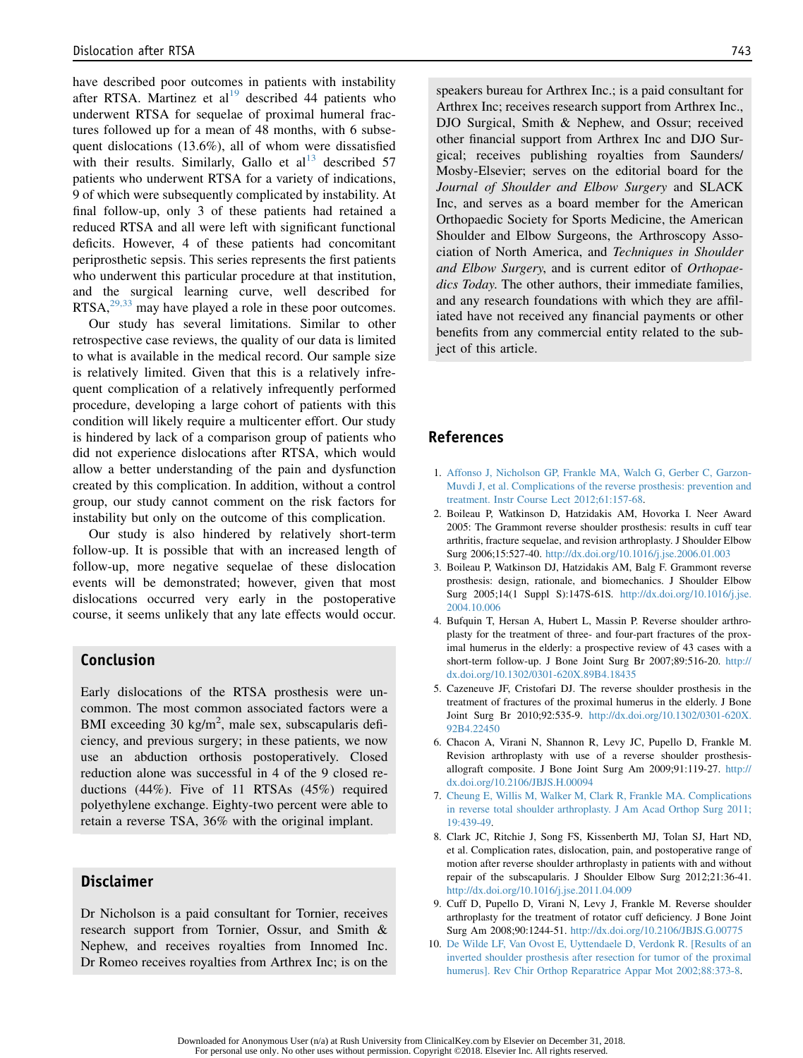have described poor outcomes in patients with instability after RTSA. Martinez et al[19] described 44 patients who underwent RTSA for sequelae of proximal humeral fractures followed up for a mean of 48 months, with 6 subsequent dislocations (13.6%), all of whom were dissatisfied with their results. Similarly, Gallo et al[13] described 57 patients who underwent RTSA for a variety of indications, 9 of which were subsequently complicated by instability. At final follow-up, only 3 of these patients had retained a reduced RTSA and all were left with significant functional deficits. However, 4 of these patients had concomitant periprosthetic sepsis. This series represents the first patients who underwent this particular procedure at that institution, and the surgical learning curve, well described for RTSA,[29,33] may have played a role in these poor outcomes.

Our study has several limitations. Similar to other retrospective case reviews, the quality of our data is limited to what is available in the medical record. Our sample size is relatively limited. Given that this is a relatively infrequent complication of a relatively infrequently performed procedure, developing a large cohort of patients with this condition will likely require a multicenter effort. Our study is hindered by lack of a comparison group of patients who did not experience dislocations after RTSA, which would allow a better understanding of the pain and dysfunction created by this complication. In addition, without a control group, our study cannot comment on the risk factors for instability but only on the outcome of this complication.

Our study is also hindered by relatively short-term follow-up. It is possible that with an increased length of follow-up, more negative sequelae of these dislocation events will be demonstrated; however, given that most dislocations occurred very early in the postoperative course, it seems unlikely that any late effects would occur.

## Conclusion

Early dislocations of the RTSA prosthesis were uncommon. The most common associated factors were a BMI exceeding 30 kg/m$^2$, male sex, subscapularis deficiency, and previous surgery; in these patients, we now use an abduction orthosis postoperatively. Closed reduction alone was successful in 4 of the 9 closed reductions (44%). Five of 11 RTSAs (45%) required polyethylene exchange. Eighty-two percent were able to retain a reverse TSA, 36% with the original implant.

## Disclaimer

Dr Nicholson is a paid consultant for Tornier, receives research support from Tornier, Ossur, and Smith & Nephew, and receives royalties from Innomed Inc. Dr Romeo receives royalties from Arthrex Inc; is on the speakers bureau for Arthrex Inc.; is a paid consultant for Arthrex Inc; receives research support from Arthrex Inc., DJO Surgical, Smith & Nephew, and Ossur; received other financial support from Arthrex Inc and DJO Surgical; receives publishing royalties from Saunders/Mosby-Elsevier; serves on the editorial board for the *Journal of Shoulder and Elbow Surgery* and SLACK Inc, and serves as a board member for the American Orthopaedic Society for Sports Medicine, the American Shoulder and Elbow Surgeons, the Arthroscopy Association of North America, and *Techniques in Shoulder and Elbow Surgery*, and is current editor of *Orthopaedics Today*. The other authors, their immediate families, and any research foundations with which they are affiliated have not received any financial payments or other benefits from any commercial entity related to the subject of this article.

## References

1. Affonso J, Nicholson GP, Frankle MA, Walch G, Gerber C, Garzon-Muvdi J, et al. Complications of the reverse prosthesis: prevention and treatment. Instr Course Lect 2012;61:157-68.
2. Boileau P, Watkinson D, Hatzidakis AM, Hovorka I. Neer Award 2005: The Grammont reverse shoulder prosthesis: results in cuff tear arthritis, fracture sequelae, and revision arthroplasty. J Shoulder Elbow Surg 2006;15:527-40. http://dx.doi.org/10.1016/j.jse.2006.01.003
3. Boileau P, Watkinson DJ, Hatzidakis AM, Balg F. Grammont reverse prosthesis: design, rationale, and biomechanics. J Shoulder Elbow Surg 2005;14(1 Suppl S):147S-61S. http://dx.doi.org/10.1016/j.jse.2004.10.006
4. Bufquin T, Hersan A, Hubert L, Massin P. Reverse shoulder arthroplasty for the treatment of three- and four-part fractures of the proximal humerus in the elderly: a prospective review of 43 cases with a short-term follow-up. J Bone Joint Surg Br 2007;89:516-20. http://dx.doi.org/10.1302/0301-620X.89B4.18435
5. Cazeneuve JF, Cristofari DJ. The reverse shoulder prosthesis in the treatment of fractures of the proximal humerus in the elderly. J Bone Joint Surg Br 2010;92:535-9. http://dx.doi.org/10.1302/0301-620X.92B4.22450
6. Chacon A, Virani N, Shannon R, Levy JC, Pupello D, Frankle M. Revision arthroplasty with use of a reverse shoulder prosthesis-allograft composite. J Bone Joint Surg Am 2009;91:119-27. http://dx.doi.org/10.2106/JBJS.H.00094
7. Cheung E, Willis M, Walker M, Clark R, Frankle MA. Complications in reverse total shoulder arthroplasty. J Am Acad Orthop Surg 2011; 19:439-49.
8. Clark JC, Ritchie J, Song FS, Kissenberth MJ, Tolan SJ, Hart ND, et al. Complication rates, dislocation, pain, and postoperative range of motion after reverse shoulder arthroplasty in patients with and without repair of the subscapularis. J Shoulder Elbow Surg 2012;21:36-41. http://dx.doi.org/10.1016/j.jse.2011.04.009
9. Cuff D, Pupello D, Virani N, Levy J, Frankle M. Reverse shoulder arthroplasty for the treatment of rotator cuff deficiency. J Bone Joint Surg Am 2008;90:1244-51. http://dx.doi.org/10.2106/JBJS.G.00775
10. De Wilde LF, Van Ovost E, Uyttendaele D, Verdonk R. [Results of an inverted shoulder prosthesis after resection for tumor of the proximal humerus]. Rev Chir Orthop Reparatrice Appar Mot 2002;88:373-8.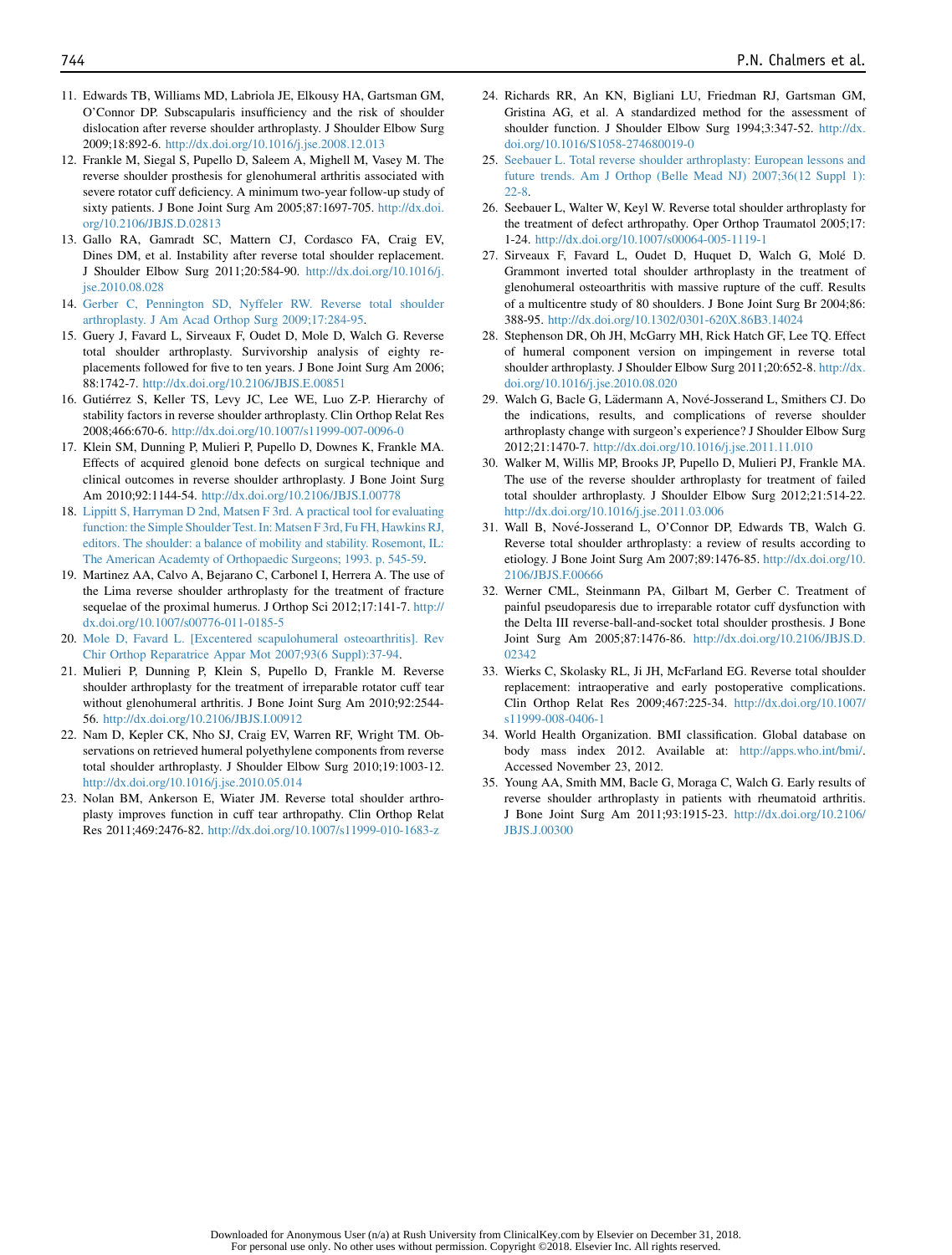11. Edwards TB, Williams MD, Labriola JE, Elkousy HA, Gartsman GM, O'Connor DP. Subscapularis insufficiency and the risk of shoulder dislocation after reverse shoulder arthroplasty. J Shoulder Elbow Surg 2009;18:892-6. http://dx.doi.org/10.1016/j.jse.2008.12.013
12. Frankle M, Siegal S, Pupello D, Saleem A, Mighell M, Vasey M. The reverse shoulder prosthesis for glenohumeral arthritis associated with severe rotator cuff deficiency. A minimum two-year follow-up study of sixty patients. J Bone Joint Surg Am 2005;87:1697-705. http://dx.doi.org/10.2106/JBJS.D.02813
13. Gallo RA, Gamradt SC, Mattern CJ, Cordasco FA, Craig EV, Dines DM, et al. Instability after reverse total shoulder replacement. J Shoulder Elbow Surg 2011;20:584-90. http://dx.doi.org/10.1016/j.jse.2010.08.028
14. Gerber C, Pennington SD, Nyffeler RW. Reverse total shoulder arthroplasty. J Am Acad Orthop Surg 2009;17:284-95.
15. Guery J, Favard L, Sirveaux F, Oudet D, Mole D, Walch G. Reverse total shoulder arthroplasty. Survivorship analysis of eighty replacements followed for five to ten years. J Bone Joint Surg Am 2006; 88:1742-7. http://dx.doi.org/10.2106/JBJS.E.00851
16. Gutiérrez S, Keller TS, Levy JC, Lee WE, Luo Z-P. Hierarchy of stability factors in reverse shoulder arthroplasty. Clin Orthop Relat Res 2008;466:670-6. http://dx.doi.org/10.1007/s11999-007-0096-0
17. Klein SM, Dunning P, Mulieri P, Pupello D, Downes K, Frankle MA. Effects of acquired glenoid bone defects on surgical technique and clinical outcomes in reverse shoulder arthroplasty. J Bone Joint Surg Am 2010;92:1144-54. http://dx.doi.org/10.2106/JBJS.I.00778
18. Lippitt S, Harryman D 2nd, Matsen F 3rd. A practical tool for evaluating function: the Simple Shoulder Test. In: Matsen F 3rd, Fu FH, Hawkins RJ, editors. The shoulder: a balance of mobility and stability. Rosemont, IL: The American Academty of Orthopaedic Surgeons; 1993. p. 545-59.
19. Martinez AA, Calvo A, Bejarano C, Carbonel I, Herrera A. The use of the Lima reverse shoulder arthroplasty for the treatment of fracture sequelae of the proximal humerus. J Orthop Sci 2012;17:141-7. http://dx.doi.org/10.1007/s00776-011-0185-5
20. Mole D, Favard L. [Excentered scapulohumeral osteoarthritis]. Rev Chir Orthop Reparatrice Appar Mot 2007;93(6 Suppl):37-94.
21. Mulieri P, Dunning P, Klein S, Pupello D, Frankle M. Reverse shoulder arthroplasty for the treatment of irreparable rotator cuff tear without glenohumeral arthritis. J Bone Joint Surg Am 2010;92:2544-56. http://dx.doi.org/10.2106/JBJS.I.00912
22. Nam D, Kepler CK, Nho SJ, Craig EV, Warren RF, Wright TM. Observations on retrieved humeral polyethylene components from reverse total shoulder arthroplasty. J Shoulder Elbow Surg 2010;19:1003-12. http://dx.doi.org/10.1016/j.jse.2010.05.014
23. Nolan BM, Ankerson E, Wiater JM. Reverse total shoulder arthroplasty improves function in cuff tear arthropathy. Clin Orthop Relat Res 2011;469:2476-82. http://dx.doi.org/10.1007/s11999-010-1683-z
24. Richards RR, An KN, Bigliani LU, Friedman RJ, Gartsman GM, Gristina AG, et al. A standardized method for the assessment of shoulder function. J Shoulder Elbow Surg 1994;3:347-52. http://dx.doi.org/10.1016/S1058-274680019-0
25. Seebauer L. Total reverse shoulder arthroplasty: European lessons and future trends. Am J Orthop (Belle Mead NJ) 2007;36(12 Suppl 1):22-8.
26. Seebauer L, Walter W, Keyl W. Reverse total shoulder arthroplasty for the treatment of defect arthropathy. Oper Orthop Traumatol 2005;17:1-24. http://dx.doi.org/10.1007/s00064-005-1119-1
27. Sirveaux F, Favard L, Oudet D, Huquet D, Walch G, Molé D. Grammont inverted total shoulder arthroplasty in the treatment of glenohumeral osteoarthritis with massive rupture of the cuff. Results of a multicentre study of 80 shoulders. J Bone Joint Surg Br 2004;86:388-95. http://dx.doi.org/10.1302/0301-620X.86B3.14024
28. Stephenson DR, Oh JH, McGarry MH, Rick Hatch GF, Lee TQ. Effect of humeral component version on impingement in reverse total shoulder arthroplasty. J Shoulder Elbow Surg 2011;20:652-8. http://dx.doi.org/10.1016/j.jse.2010.08.020
29. Walch G, Bacle G, Lädermann A, Nové-Josserand L, Smithers CJ. Do the indications, results, and complications of reverse shoulder arthroplasty change with surgeon's experience? J Shoulder Elbow Surg 2012;21:1470-7. http://dx.doi.org/10.1016/j.jse.2011.11.010
30. Walker M, Willis MP, Brooks JP, Pupello D, Mulieri PJ, Frankle MA. The use of the reverse shoulder arthroplasty for treatment of failed total shoulder arthroplasty. J Shoulder Elbow Surg 2012;21:514-22. http://dx.doi.org/10.1016/j.jse.2011.03.006
31. Wall B, Nové-Josserand L, O'Connor DP, Edwards TB, Walch G. Reverse total shoulder arthroplasty: a review of results according to etiology. J Bone Joint Surg Am 2007;89:1476-85. http://dx.doi.org/10.2106/JBJS.F.00666
32. Werner CML, Steinmann PA, Gilbart M, Gerber C. Treatment of painful pseudoparesis due to irreparable rotator cuff dysfunction with the Delta III reverse-ball-and-socket total shoulder prosthesis. J Bone Joint Surg Am 2005;87:1476-86. http://dx.doi.org/10.2106/JBJS.D.02342
33. Wierks C, Skolasky RL, Ji JH, McFarland EG. Reverse total shoulder replacement: intraoperative and early postoperative complications. Clin Orthop Relat Res 2009;467:225-34. http://dx.doi.org/10.1007/s11999-008-0406-1
34. World Health Organization. BMI classification. Global database on body mass index 2012. Available at: http://apps.who.int/bmi/. Accessed November 23, 2012.
35. Young AA, Smith MM, Bacle G, Moraga C, Walch G. Early results of reverse shoulder arthroplasty in patients with rheumatoid arthritis. J Bone Joint Surg Am 2011;93:1915-23. http://dx.doi.org/10.2106/JBJS.J.00300